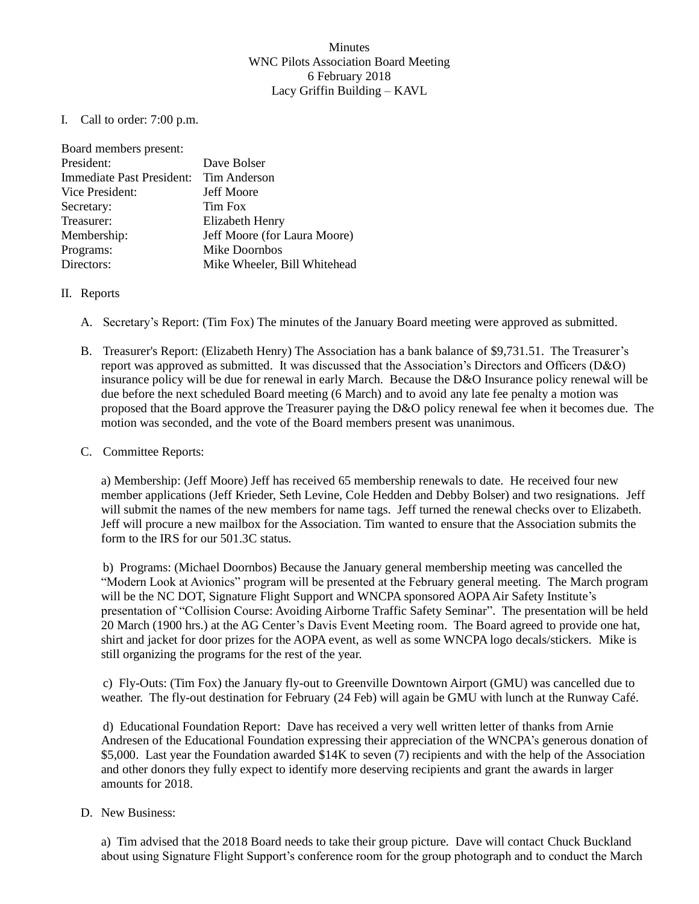Minutes
WNC Pilots Association Board Meeting
6 February 2018
Lacy Griffin Building – KAVL

I. Call to order: 7:00 p.m.

Board members present:

| | |
|---|---|
| President: | Dave Bolser |
| Immediate Past President: | Tim Anderson |
| Vice President: | Jeff Moore |
| Secretary: | Tim Fox |
| Treasurer: | Elizabeth Henry |
| Membership: | Jeff Moore (for Laura Moore) |
| Programs: | Mike Doornbos |
| Directors: | Mike Wheeler, Bill Whitehead |

II. Reports

A. Secretary's Report: (Tim Fox) The minutes of the January Board meeting were approved as submitted.

B. Treasurer's Report: (Elizabeth Henry) The Association has a bank balance of $9,731.51. The Treasurer's report was approved as submitted. It was discussed that the Association's Directors and Officers (D&O) insurance policy will be due for renewal in early March. Because the D&O Insurance policy renewal will be due before the next scheduled Board meeting (6 March) and to avoid any late fee penalty a motion was proposed that the Board approve the Treasurer paying the D&O policy renewal fee when it becomes due. The motion was seconded, and the vote of the Board members present was unanimous.

C. Committee Reports:

a) Membership: (Jeff Moore) Jeff has received 65 membership renewals to date. He received four new member applications (Jeff Krieder, Seth Levine, Cole Hedden and Debby Bolser) and two resignations. Jeff will submit the names of the new members for name tags. Jeff turned the renewal checks over to Elizabeth. Jeff will procure a new mailbox for the Association. Tim wanted to ensure that the Association submits the form to the IRS for our 501.3C status.

b) Programs: (Michael Doornbos) Because the January general membership meeting was cancelled the "Modern Look at Avionics" program will be presented at the February general meeting. The March program will be the NC DOT, Signature Flight Support and WNCPA sponsored AOPA Air Safety Institute's presentation of "Collision Course: Avoiding Airborne Traffic Safety Seminar". The presentation will be held 20 March (1900 hrs.) at the AG Center's Davis Event Meeting room. The Board agreed to provide one hat, shirt and jacket for door prizes for the AOPA event, as well as some WNCPA logo decals/stickers. Mike is still organizing the programs for the rest of the year.

c) Fly-Outs: (Tim Fox) the January fly-out to Greenville Downtown Airport (GMU) was cancelled due to weather. The fly-out destination for February (24 Feb) will again be GMU with lunch at the Runway Café.

d) Educational Foundation Report: Dave has received a very well written letter of thanks from Arnie Andresen of the Educational Foundation expressing their appreciation of the WNCPA's generous donation of $5,000. Last year the Foundation awarded $14K to seven (7) recipients and with the help of the Association and other donors they fully expect to identify more deserving recipients and grant the awards in larger amounts for 2018.

D. New Business:

a) Tim advised that the 2018 Board needs to take their group picture. Dave will contact Chuck Buckland about using Signature Flight Support's conference room for the group photograph and to conduct the March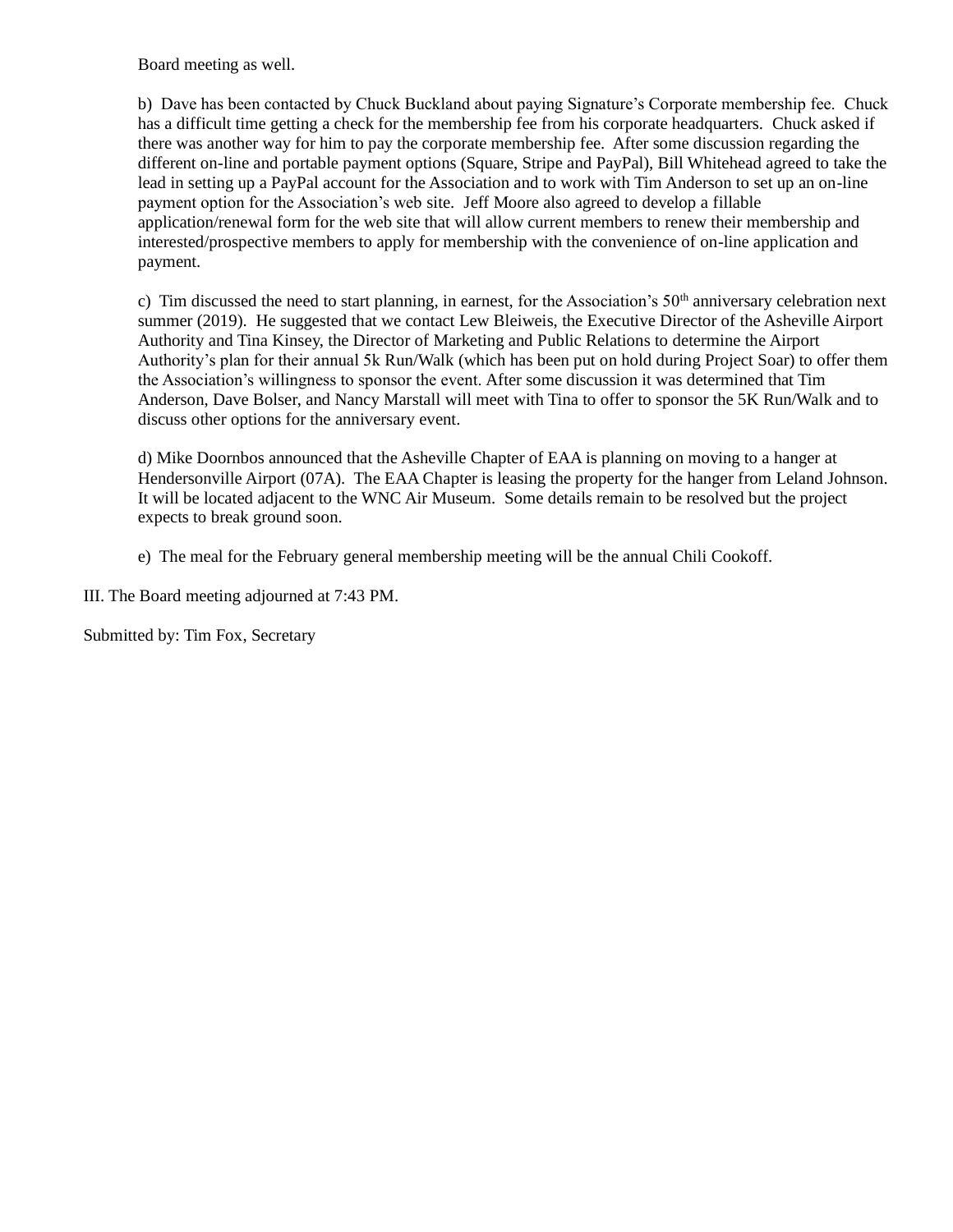Board meeting as well.

b) Dave has been contacted by Chuck Buckland about paying Signature's Corporate membership fee. Chuck has a difficult time getting a check for the membership fee from his corporate headquarters. Chuck asked if there was another way for him to pay the corporate membership fee. After some discussion regarding the different on-line and portable payment options (Square, Stripe and PayPal), Bill Whitehead agreed to take the lead in setting up a PayPal account for the Association and to work with Tim Anderson to set up an on-line payment option for the Association's web site. Jeff Moore also agreed to develop a fillable application/renewal form for the web site that will allow current members to renew their membership and interested/prospective members to apply for membership with the convenience of on-line application and payment.

c) Tim discussed the need to start planning, in earnest, for the Association's 50th anniversary celebration next summer (2019). He suggested that we contact Lew Bleiweis, the Executive Director of the Asheville Airport Authority and Tina Kinsey, the Director of Marketing and Public Relations to determine the Airport Authority's plan for their annual 5k Run/Walk (which has been put on hold during Project Soar) to offer them the Association's willingness to sponsor the event. After some discussion it was determined that Tim Anderson, Dave Bolser, and Nancy Marstall will meet with Tina to offer to sponsor the 5K Run/Walk and to discuss other options for the anniversary event.

d) Mike Doornbos announced that the Asheville Chapter of EAA is planning on moving to a hanger at Hendersonville Airport (07A). The EAA Chapter is leasing the property for the hanger from Leland Johnson. It will be located adjacent to the WNC Air Museum. Some details remain to be resolved but the project expects to break ground soon.

e) The meal for the February general membership meeting will be the annual Chili Cookoff.

III. The Board meeting adjourned at 7:43 PM.

Submitted by: Tim Fox, Secretary